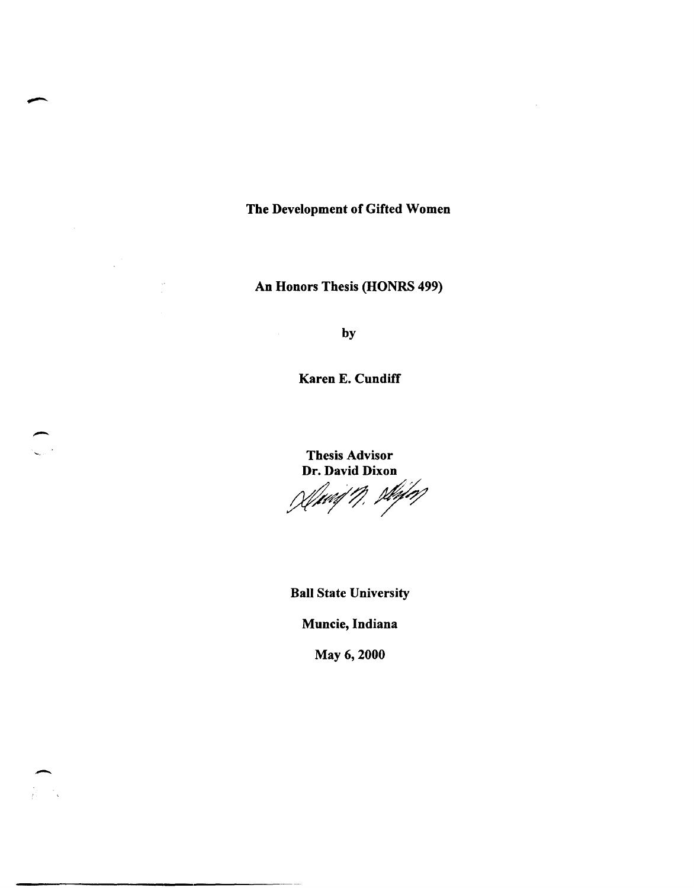# The Development of Gifted Women

**An Honors Thesis (HONRS 499)**

**by**

**Karen E. Cundiff**

**Thesis Advisor**
**Dr. David Dixon**

**Ball State University**

**Muncie, Indiana**

**May 6, 2000**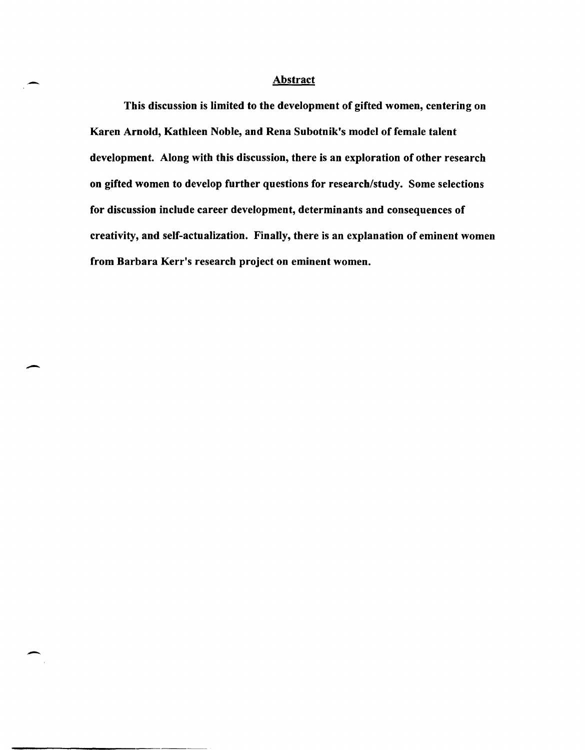## Abstract

**This discussion is limited to the development of gifted women, centering on Karen Arnold, Kathleen Noble, and Rena Subotnik's model of female talent development. Along with this discussion, there is an exploration of other research on gifted women to develop further questions for research/study. Some selections for discussion include career development, determinants and consequences of creativity, and self-actualization. Finally, there is an explanation of eminent women from Barbara Kerr's research project on eminent women.**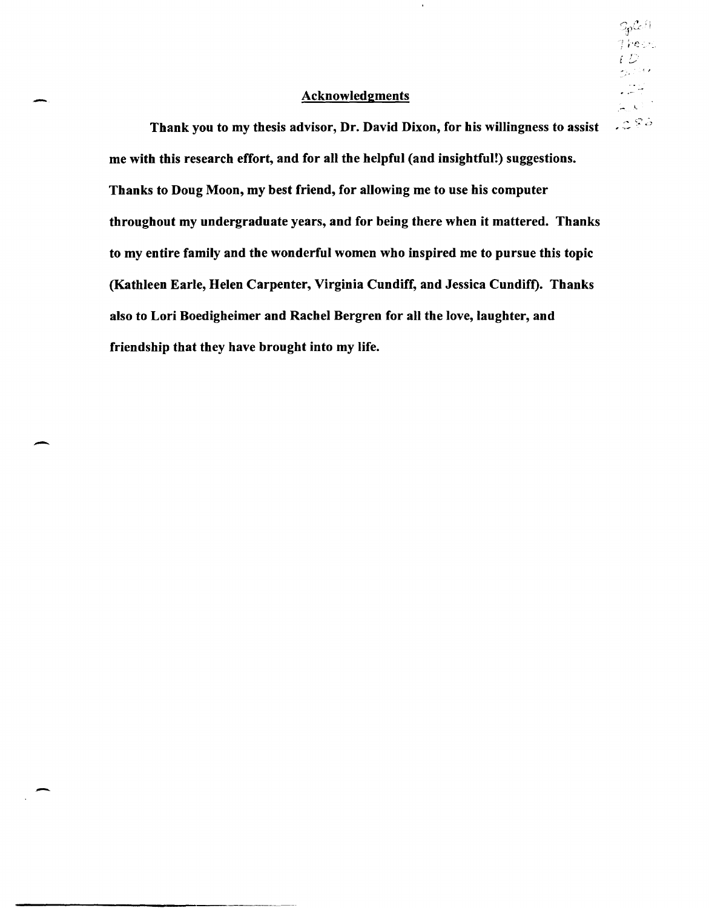## Acknowledgments

**Thank you to my thesis advisor, Dr. David Dixon, for his willingness to assist me with this research effort, and for all the helpful (and insightful!) suggestions. Thanks to Doug Moon, my best friend, for allowing me to use his computer throughout my undergraduate years, and for being there when it mattered. Thanks to my entire family and the wonderful women who inspired me to pursue this topic (Kathleen Earle, Helen Carpenter, Virginia Cundiff, and Jessica Cundiff). Thanks also to Lori Boedigheimer and Rachel Bergren for all the love, laughter, and friendship that they have brought into my life.**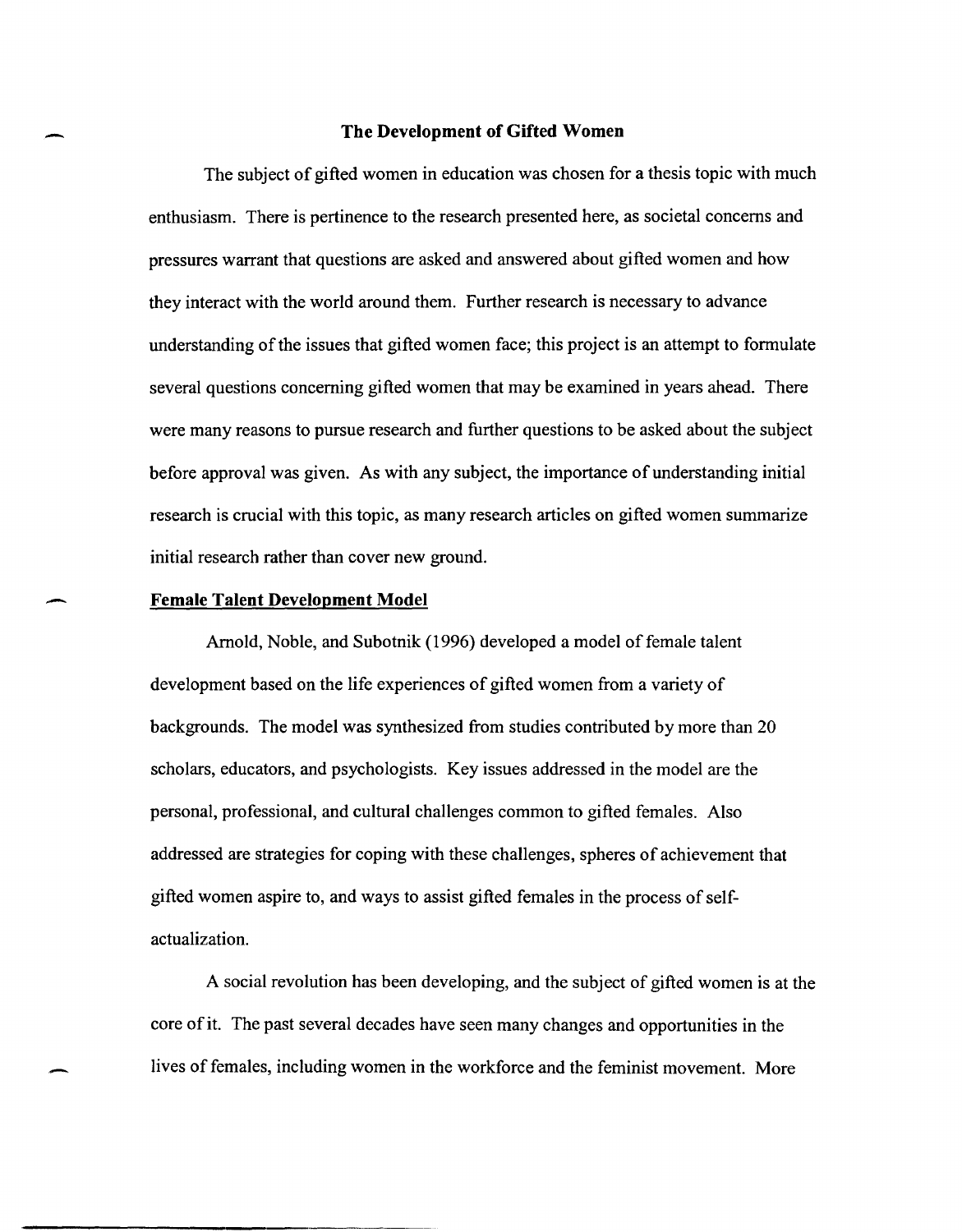# The Development of Gifted Women

The subject of gifted women in education was chosen for a thesis topic with much enthusiasm. There is pertinence to the research presented here, as societal concerns and pressures warrant that questions are asked and answered about gifted women and how they interact with the world around them. Further research is necessary to advance understanding of the issues that gifted women face; this project is an attempt to formulate several questions concerning gifted women that may be examined in years ahead. There were many reasons to pursue research and further questions to be asked about the subject before approval was given. As with any subject, the importance of understanding initial research is crucial with this topic, as many research articles on gifted women summarize initial research rather than cover new ground.

## Female Talent Development Model

Arnold, Noble, and Subotnik (1996) developed a model of female talent development based on the life experiences of gifted women from a variety of backgrounds. The model was synthesized from studies contributed by more than 20 scholars, educators, and psychologists. Key issues addressed in the model are the personal, professional, and cultural challenges common to gifted females. Also addressed are strategies for coping with these challenges, spheres of achievement that gifted women aspire to, and ways to assist gifted females in the process of self-actualization.

A social revolution has been developing, and the subject of gifted women is at the core of it. The past several decades have seen many changes and opportunities in the lives of females, including women in the workforce and the feminist movement. More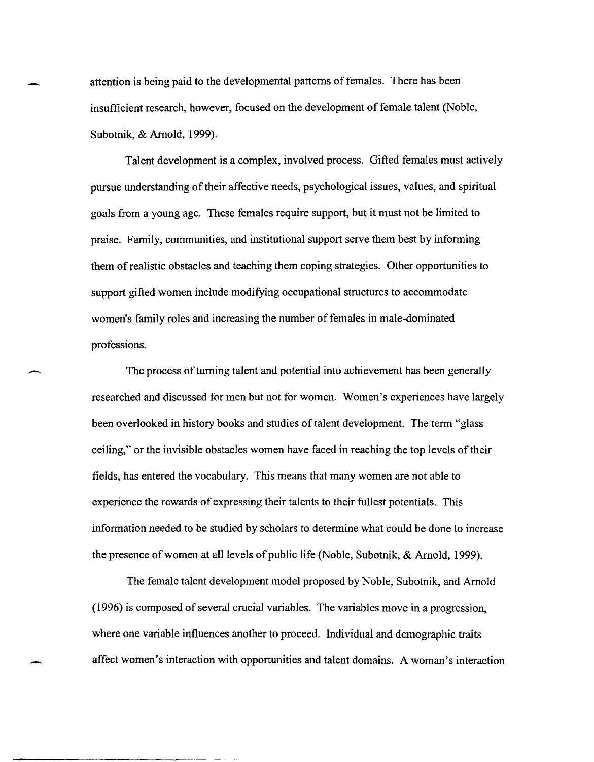attention is being paid to the developmental patterns of females. There has been insufficient research, however, focused on the development of female talent (Noble, Subotnik, & Arnold, 1999).

Talent development is a complex, involved process. Gifted females must actively pursue understanding of their affective needs, psychological issues, values, and spiritual goals from a young age. These females require support, but it must not be limited to praise. Family, communities, and institutional support serve them best by informing them of realistic obstacles and teaching them coping strategies. Other opportunities to support gifted women include modifying occupational structures to accommodate women's family roles and increasing the number of females in male-dominated professions.

The process of turning talent and potential into achievement has been generally researched and discussed for men but not for women. Women's experiences have largely been overlooked in history books and studies of talent development. The term "glass ceiling," or the invisible obstacles women have faced in reaching the top levels of their fields, has entered the vocabulary. This means that many women are not able to experience the rewards of expressing their talents to their fullest potentials. This information needed to be studied by scholars to determine what could be done to increase the presence of women at all levels of public life (Noble, Subotnik, & Arnold, 1999).

The female talent development model proposed by Noble, Subotnik, and Arnold (1996) is composed of several crucial variables. The variables move in a progression, where one variable influences another to proceed. Individual and demographic traits affect women's interaction with opportunities and talent domains. A woman's interaction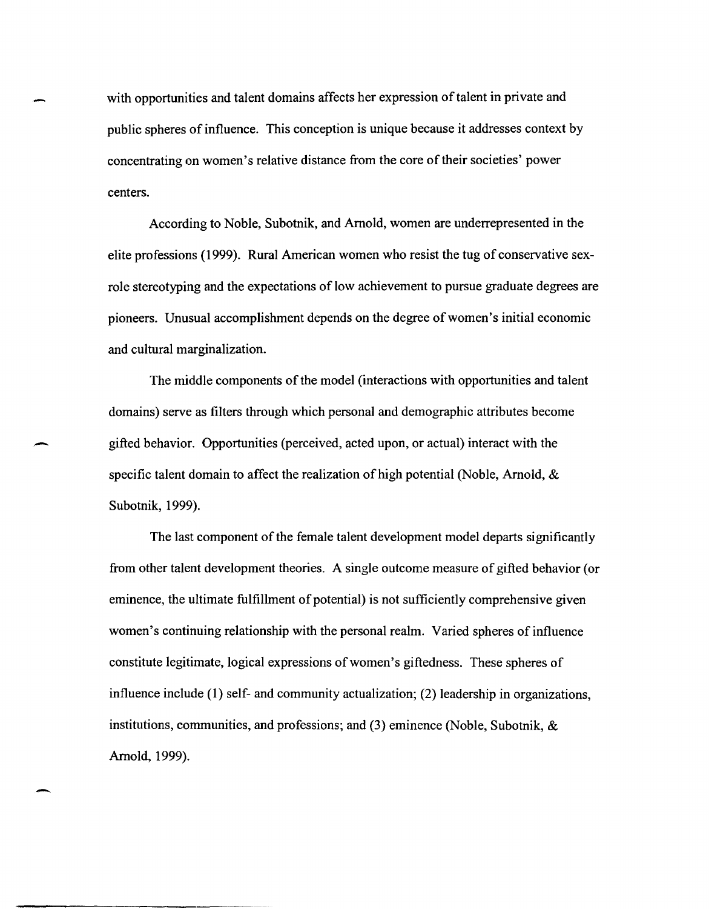with opportunities and talent domains affects her expression of talent in private and public spheres of influence. This conception is unique because it addresses context by concentrating on women's relative distance from the core of their societies' power centers.

According to Noble, Subotnik, and Arnold, women are underrepresented in the elite professions (1999). Rural American women who resist the tug of conservative sex-role stereotyping and the expectations of low achievement to pursue graduate degrees are pioneers. Unusual accomplishment depends on the degree of women's initial economic and cultural marginalization.

The middle components of the model (interactions with opportunities and talent domains) serve as filters through which personal and demographic attributes become gifted behavior. Opportunities (perceived, acted upon, or actual) interact with the specific talent domain to affect the realization of high potential (Noble, Arnold, & Subotnik, 1999).

The last component of the female talent development model departs significantly from other talent development theories. A single outcome measure of gifted behavior (or eminence, the ultimate fulfillment of potential) is not sufficiently comprehensive given women's continuing relationship with the personal realm. Varied spheres of influence constitute legitimate, logical expressions of women's giftedness. These spheres of influence include (1) self- and community actualization; (2) leadership in organizations, institutions, communities, and professions; and (3) eminence (Noble, Subotnik, & Arnold, 1999).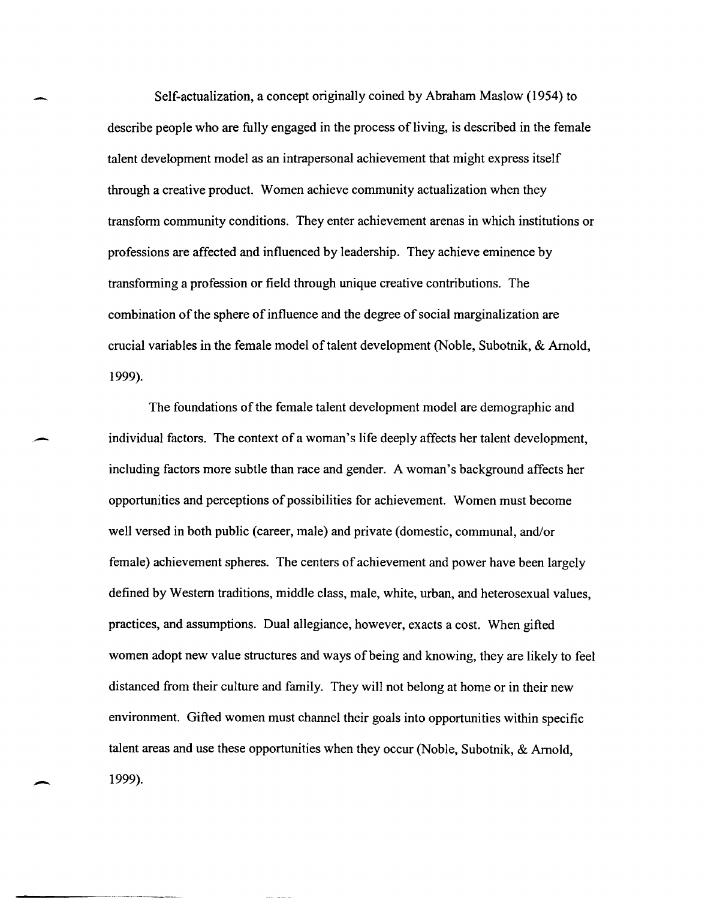Self-actualization, a concept originally coined by Abraham Maslow (1954) to describe people who are fully engaged in the process of living, is described in the female talent development model as an intrapersonal achievement that might express itself through a creative product. Women achieve community actualization when they transform community conditions. They enter achievement arenas in which institutions or professions are affected and influenced by leadership. They achieve eminence by transforming a profession or field through unique creative contributions. The combination of the sphere of influence and the degree of social marginalization are crucial variables in the female model of talent development (Noble, Subotnik, & Arnold, 1999).

The foundations of the female talent development model are demographic and individual factors. The context of a woman's life deeply affects her talent development, including factors more subtle than race and gender. A woman's background affects her opportunities and perceptions of possibilities for achievement. Women must become well versed in both public (career, male) and private (domestic, communal, and/or female) achievement spheres. The centers of achievement and power have been largely defined by Western traditions, middle class, male, white, urban, and heterosexual values, practices, and assumptions. Dual allegiance, however, exacts a cost. When gifted women adopt new value structures and ways of being and knowing, they are likely to feel distanced from their culture and family. They will not belong at home or in their new environment. Gifted women must channel their goals into opportunities within specific talent areas and use these opportunities when they occur (Noble, Subotnik, & Arnold, 1999).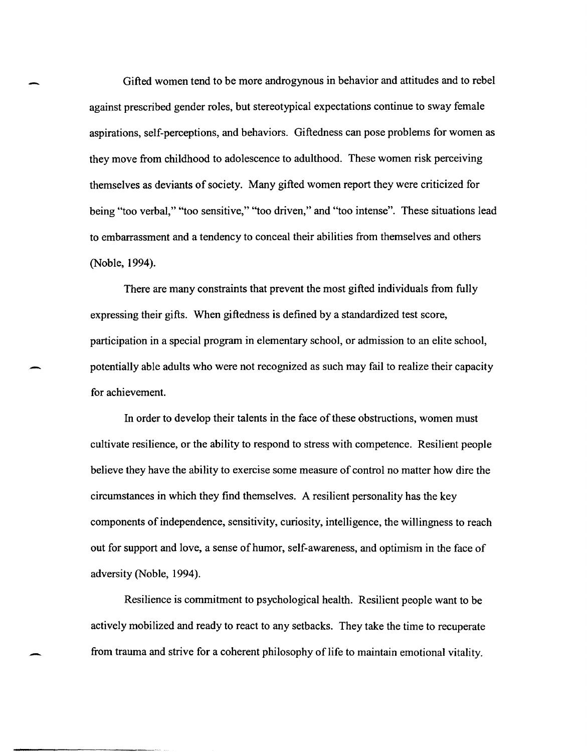Gifted women tend to be more androgynous in behavior and attitudes and to rebel against prescribed gender roles, but stereotypical expectations continue to sway female aspirations, self-perceptions, and behaviors. Giftedness can pose problems for women as they move from childhood to adolescence to adulthood. These women risk perceiving themselves as deviants of society. Many gifted women report they were criticized for being "too verbal," "too sensitive," "too driven," and "too intense". These situations lead to embarrassment and a tendency to conceal their abilities from themselves and others (Noble, 1994).

There are many constraints that prevent the most gifted individuals from fully expressing their gifts. When giftedness is defined by a standardized test score, participation in a special program in elementary school, or admission to an elite school, potentially able adults who were not recognized as such may fail to realize their capacity for achievement.

In order to develop their talents in the face of these obstructions, women must cultivate resilience, or the ability to respond to stress with competence. Resilient people believe they have the ability to exercise some measure of control no matter how dire the circumstances in which they find themselves. A resilient personality has the key components of independence, sensitivity, curiosity, intelligence, the willingness to reach out for support and love, a sense of humor, self-awareness, and optimism in the face of adversity (Noble, 1994).

Resilience is commitment to psychological health. Resilient people want to be actively mobilized and ready to react to any setbacks. They take the time to recuperate from trauma and strive for a coherent philosophy of life to maintain emotional vitality.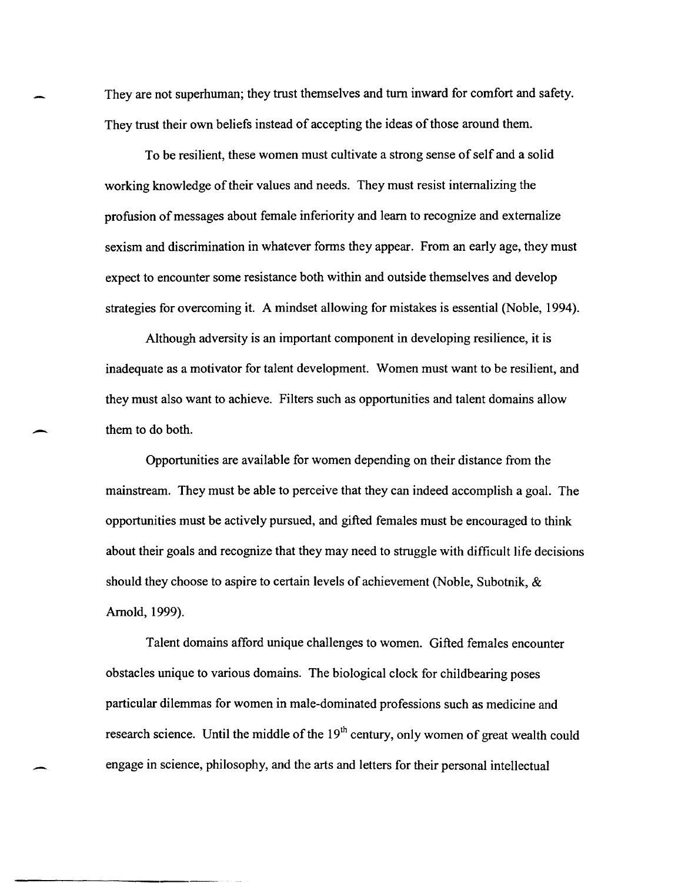They are not superhuman; they trust themselves and turn inward for comfort and safety. They trust their own beliefs instead of accepting the ideas of those around them.

To be resilient, these women must cultivate a strong sense of self and a solid working knowledge of their values and needs. They must resist internalizing the profusion of messages about female inferiority and learn to recognize and externalize sexism and discrimination in whatever forms they appear. From an early age, they must expect to encounter some resistance both within and outside themselves and develop strategies for overcoming it. A mindset allowing for mistakes is essential (Noble, 1994).

Although adversity is an important component in developing resilience, it is inadequate as a motivator for talent development. Women must want to be resilient, and they must also want to achieve. Filters such as opportunities and talent domains allow them to do both.

Opportunities are available for women depending on their distance from the mainstream. They must be able to perceive that they can indeed accomplish a goal. The opportunities must be actively pursued, and gifted females must be encouraged to think about their goals and recognize that they may need to struggle with difficult life decisions should they choose to aspire to certain levels of achievement (Noble, Subotnik, & Arnold, 1999).

Talent domains afford unique challenges to women. Gifted females encounter obstacles unique to various domains. The biological clock for childbearing poses particular dilemmas for women in male-dominated professions such as medicine and research science. Until the middle of the 19th century, only women of great wealth could engage in science, philosophy, and the arts and letters for their personal intellectual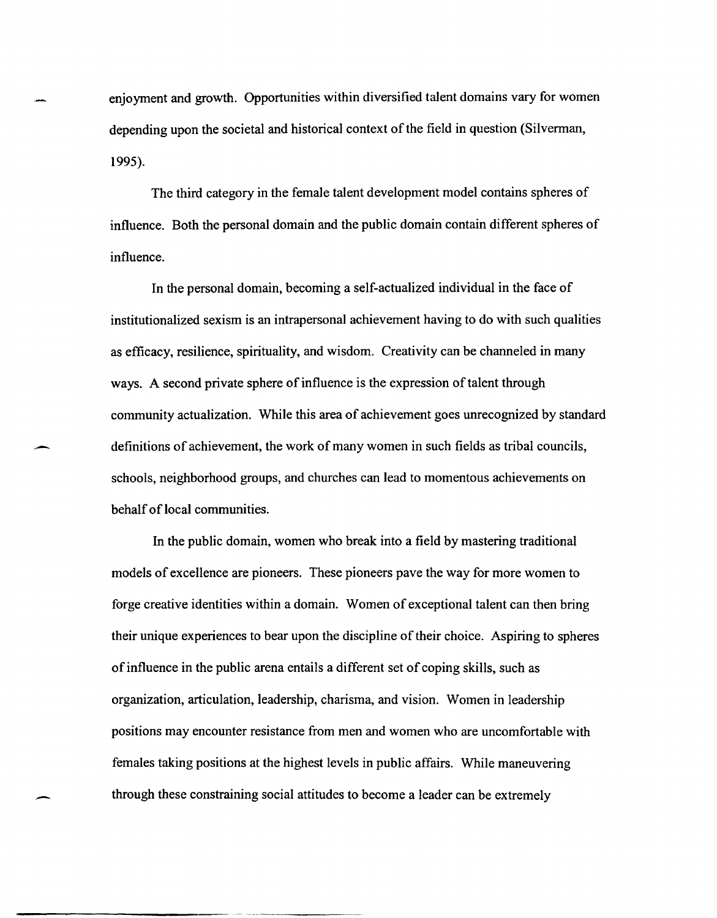enjoyment and growth. Opportunities within diversified talent domains vary for women depending upon the societal and historical context of the field in question (Silverman, 1995).

The third category in the female talent development model contains spheres of influence. Both the personal domain and the public domain contain different spheres of influence.

In the personal domain, becoming a self-actualized individual in the face of institutionalized sexism is an intrapersonal achievement having to do with such qualities as efficacy, resilience, spirituality, and wisdom. Creativity can be channeled in many ways. A second private sphere of influence is the expression of talent through community actualization. While this area of achievement goes unrecognized by standard definitions of achievement, the work of many women in such fields as tribal councils, schools, neighborhood groups, and churches can lead to momentous achievements on behalf of local communities.

In the public domain, women who break into a field by mastering traditional models of excellence are pioneers. These pioneers pave the way for more women to forge creative identities within a domain. Women of exceptional talent can then bring their unique experiences to bear upon the discipline of their choice. Aspiring to spheres of influence in the public arena entails a different set of coping skills, such as organization, articulation, leadership, charisma, and vision. Women in leadership positions may encounter resistance from men and women who are uncomfortable with females taking positions at the highest levels in public affairs. While maneuvering through these constraining social attitudes to become a leader can be extremely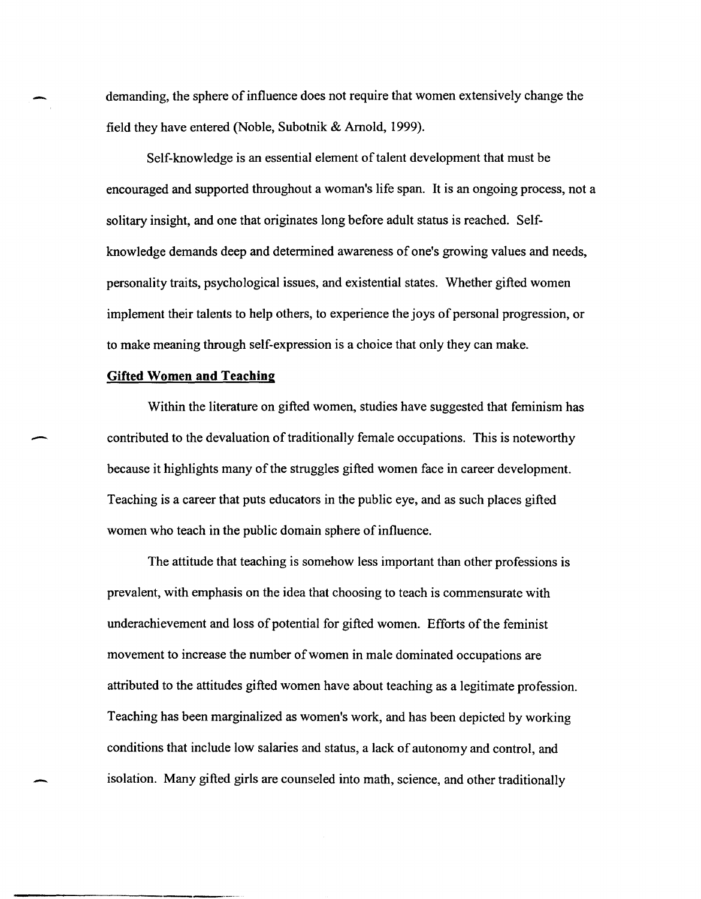demanding, the sphere of influence does not require that women extensively change the field they have entered (Noble, Subotnik & Arnold, 1999).

Self-knowledge is an essential element of talent development that must be encouraged and supported throughout a woman's life span. It is an ongoing process, not a solitary insight, and one that originates long before adult status is reached. Self-knowledge demands deep and determined awareness of one's growing values and needs, personality traits, psychological issues, and existential states. Whether gifted women implement their talents to help others, to experience the joys of personal progression, or to make meaning through self-expression is a choice that only they can make.

**Gifted Women and Teaching**

Within the literature on gifted women, studies have suggested that feminism has contributed to the devaluation of traditionally female occupations. This is noteworthy because it highlights many of the struggles gifted women face in career development. Teaching is a career that puts educators in the public eye, and as such places gifted women who teach in the public domain sphere of influence.

The attitude that teaching is somehow less important than other professions is prevalent, with emphasis on the idea that choosing to teach is commensurate with underachievement and loss of potential for gifted women. Efforts of the feminist movement to increase the number of women in male dominated occupations are attributed to the attitudes gifted women have about teaching as a legitimate profession. Teaching has been marginalized as women's work, and has been depicted by working conditions that include low salaries and status, a lack of autonomy and control, and isolation. Many gifted girls are counseled into math, science, and other traditionally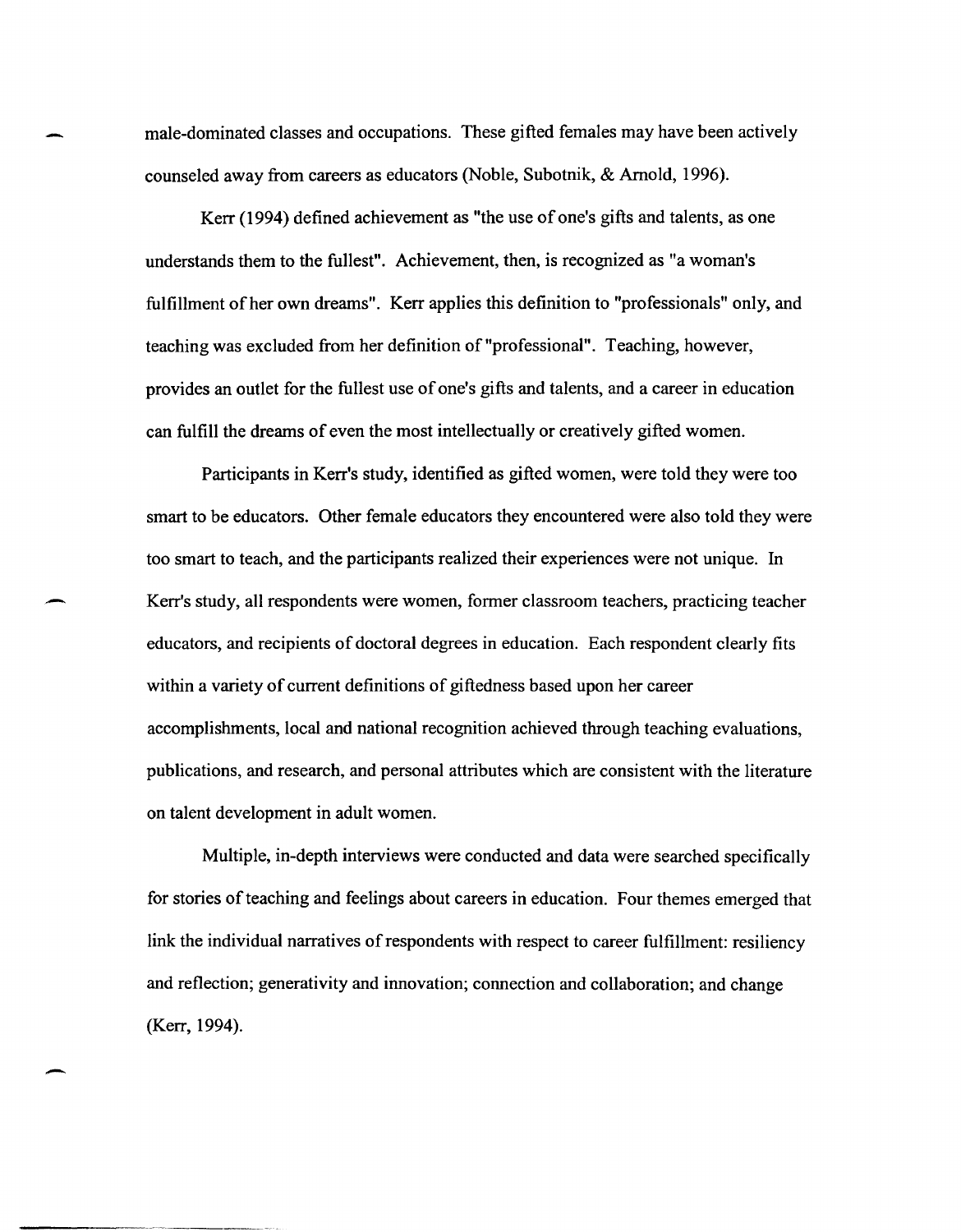male-dominated classes and occupations. These gifted females may have been actively counseled away from careers as educators (Noble, Subotnik, & Arnold, 1996).

Kerr (1994) defined achievement as "the use of one's gifts and talents, as one understands them to the fullest". Achievement, then, is recognized as "a woman's fulfillment of her own dreams". Kerr applies this definition to "professionals" only, and teaching was excluded from her definition of "professional". Teaching, however, provides an outlet for the fullest use of one's gifts and talents, and a career in education can fulfill the dreams of even the most intellectually or creatively gifted women.

Participants in Kerr's study, identified as gifted women, were told they were too smart to be educators. Other female educators they encountered were also told they were too smart to teach, and the participants realized their experiences were not unique. In Kerr's study, all respondents were women, former classroom teachers, practicing teacher educators, and recipients of doctoral degrees in education. Each respondent clearly fits within a variety of current definitions of giftedness based upon her career accomplishments, local and national recognition achieved through teaching evaluations, publications, and research, and personal attributes which are consistent with the literature on talent development in adult women.

Multiple, in-depth interviews were conducted and data were searched specifically for stories of teaching and feelings about careers in education. Four themes emerged that link the individual narratives of respondents with respect to career fulfillment: resiliency and reflection; generativity and innovation; connection and collaboration; and change (Kerr, 1994).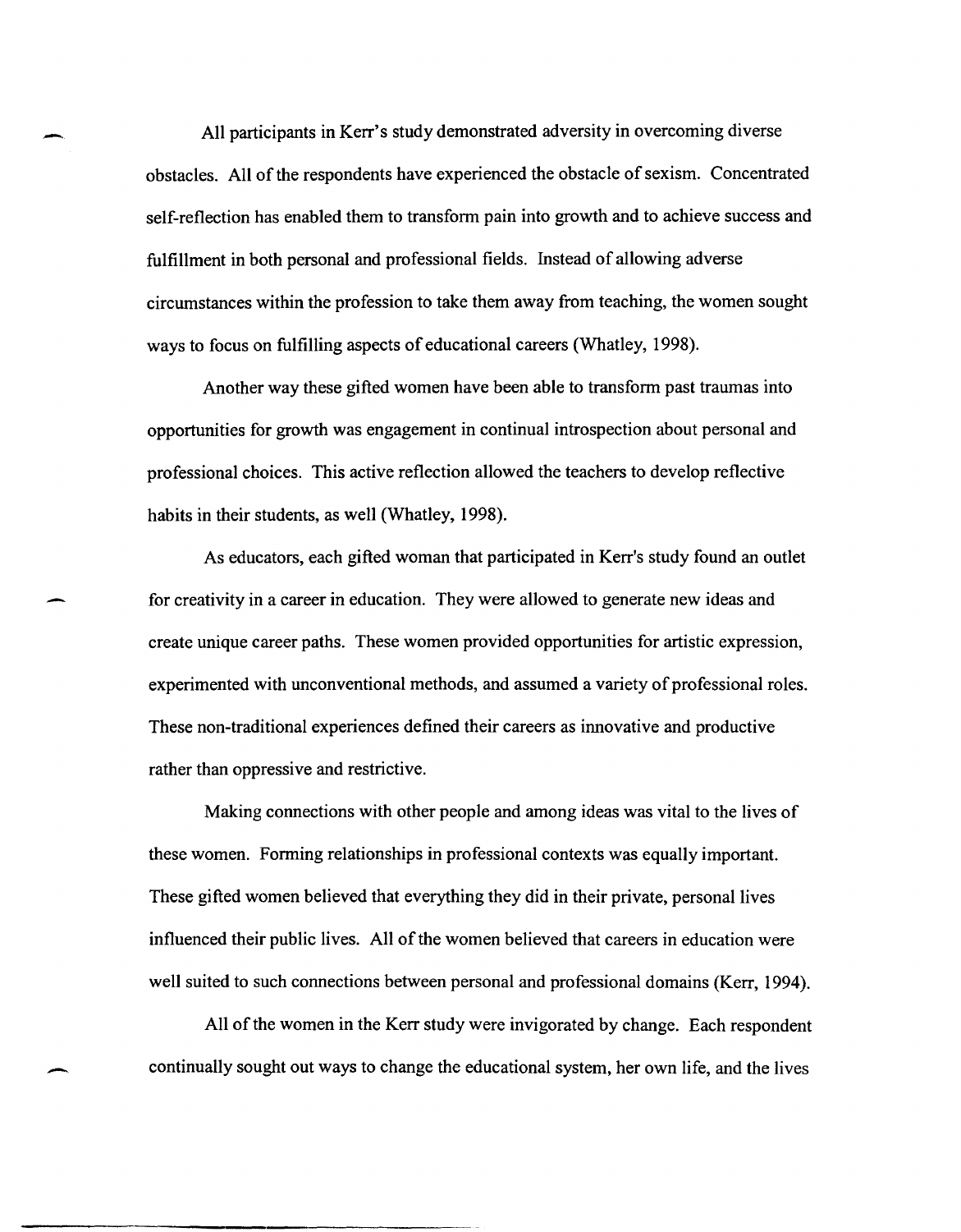All participants in Kerr's study demonstrated adversity in overcoming diverse obstacles. All of the respondents have experienced the obstacle of sexism. Concentrated self-reflection has enabled them to transform pain into growth and to achieve success and fulfillment in both personal and professional fields. Instead of allowing adverse circumstances within the profession to take them away from teaching, the women sought ways to focus on fulfilling aspects of educational careers (Whatley, 1998).

Another way these gifted women have been able to transform past traumas into opportunities for growth was engagement in continual introspection about personal and professional choices. This active reflection allowed the teachers to develop reflective habits in their students, as well (Whatley, 1998).

As educators, each gifted woman that participated in Kerr's study found an outlet for creativity in a career in education. They were allowed to generate new ideas and create unique career paths. These women provided opportunities for artistic expression, experimented with unconventional methods, and assumed a variety of professional roles. These non-traditional experiences defined their careers as innovative and productive rather than oppressive and restrictive.

Making connections with other people and among ideas was vital to the lives of these women. Forming relationships in professional contexts was equally important. These gifted women believed that everything they did in their private, personal lives influenced their public lives. All of the women believed that careers in education were well suited to such connections between personal and professional domains (Kerr, 1994).

All of the women in the Kerr study were invigorated by change. Each respondent continually sought out ways to change the educational system, her own life, and the lives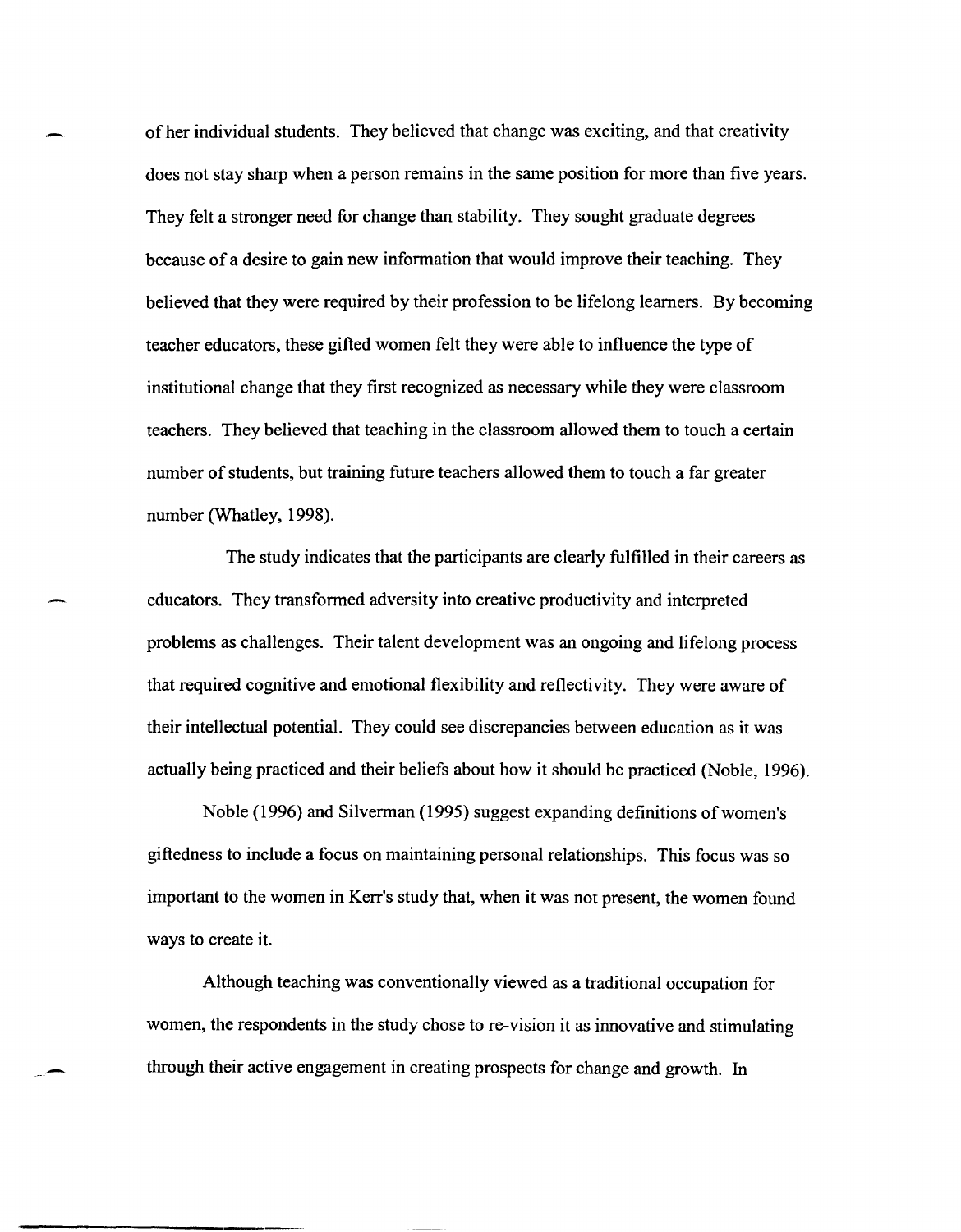of her individual students. They believed that change was exciting, and that creativity does not stay sharp when a person remains in the same position for more than five years. They felt a stronger need for change than stability. They sought graduate degrees because of a desire to gain new information that would improve their teaching. They believed that they were required by their profession to be lifelong learners. By becoming teacher educators, these gifted women felt they were able to influence the type of institutional change that they first recognized as necessary while they were classroom teachers. They believed that teaching in the classroom allowed them to touch a certain number of students, but training future teachers allowed them to touch a far greater number (Whatley, 1998).

The study indicates that the participants are clearly fulfilled in their careers as educators. They transformed adversity into creative productivity and interpreted problems as challenges. Their talent development was an ongoing and lifelong process that required cognitive and emotional flexibility and reflectivity. They were aware of their intellectual potential. They could see discrepancies between education as it was actually being practiced and their beliefs about how it should be practiced (Noble, 1996).

Noble (1996) and Silverman (1995) suggest expanding definitions of women's giftedness to include a focus on maintaining personal relationships. This focus was so important to the women in Kerr's study that, when it was not present, the women found ways to create it.

Although teaching was conventionally viewed as a traditional occupation for women, the respondents in the study chose to re-vision it as innovative and stimulating through their active engagement in creating prospects for change and growth. In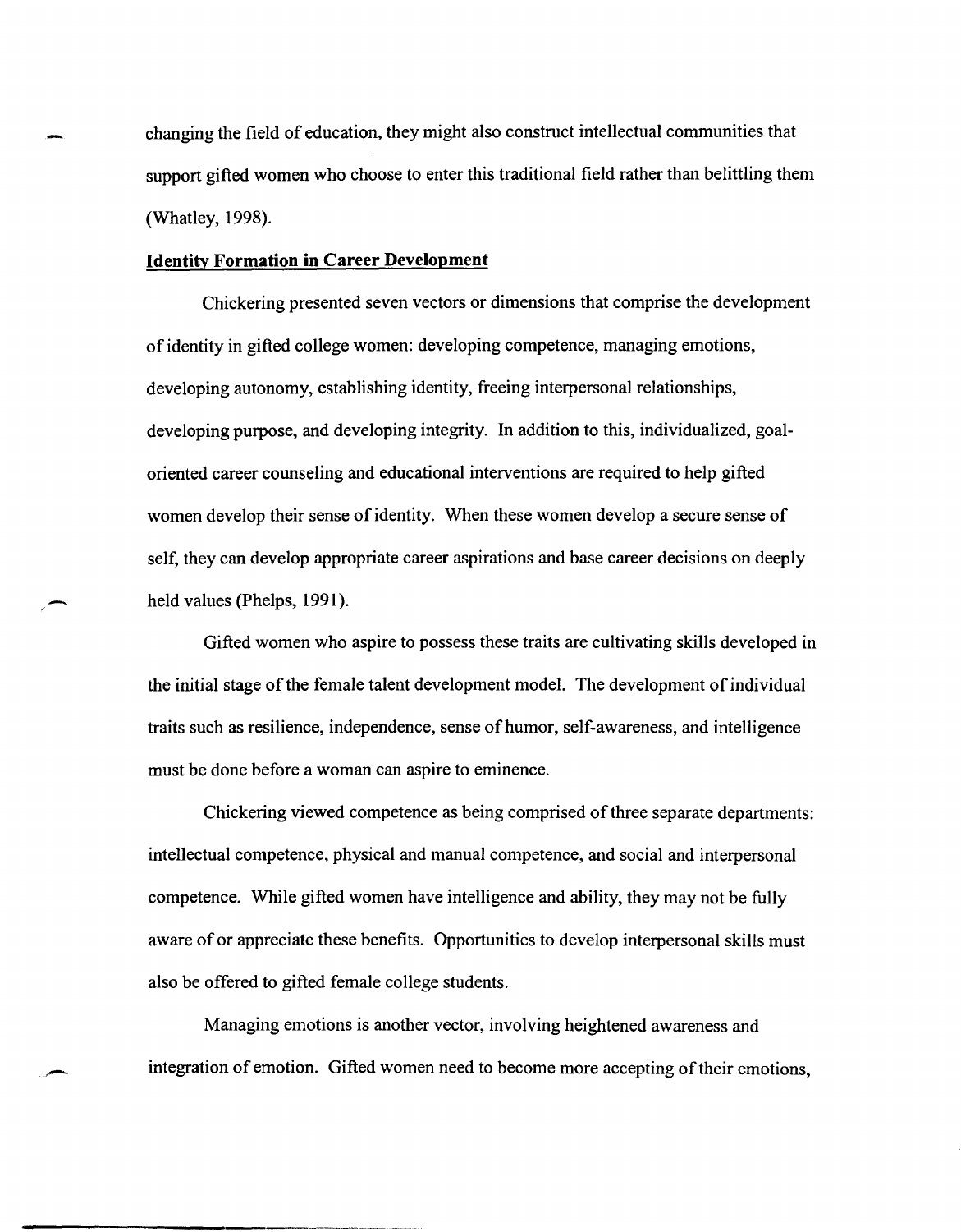changing the field of education, they might also construct intellectual communities that support gifted women who choose to enter this traditional field rather than belittling them (Whatley, 1998).

## **Identity Formation in Career Development**

Chickering presented seven vectors or dimensions that comprise the development of identity in gifted college women: developing competence, managing emotions, developing autonomy, establishing identity, freeing interpersonal relationships, developing purpose, and developing integrity. In addition to this, individualized, goal-oriented career counseling and educational interventions are required to help gifted women develop their sense of identity. When these women develop a secure sense of self, they can develop appropriate career aspirations and base career decisions on deeply held values (Phelps, 1991).

Gifted women who aspire to possess these traits are cultivating skills developed in the initial stage of the female talent development model. The development of individual traits such as resilience, independence, sense of humor, self-awareness, and intelligence must be done before a woman can aspire to eminence.

Chickering viewed competence as being comprised of three separate departments: intellectual competence, physical and manual competence, and social and interpersonal competence. While gifted women have intelligence and ability, they may not be fully aware of or appreciate these benefits. Opportunities to develop interpersonal skills must also be offered to gifted female college students.

Managing emotions is another vector, involving heightened awareness and integration of emotion. Gifted women need to become more accepting of their emotions,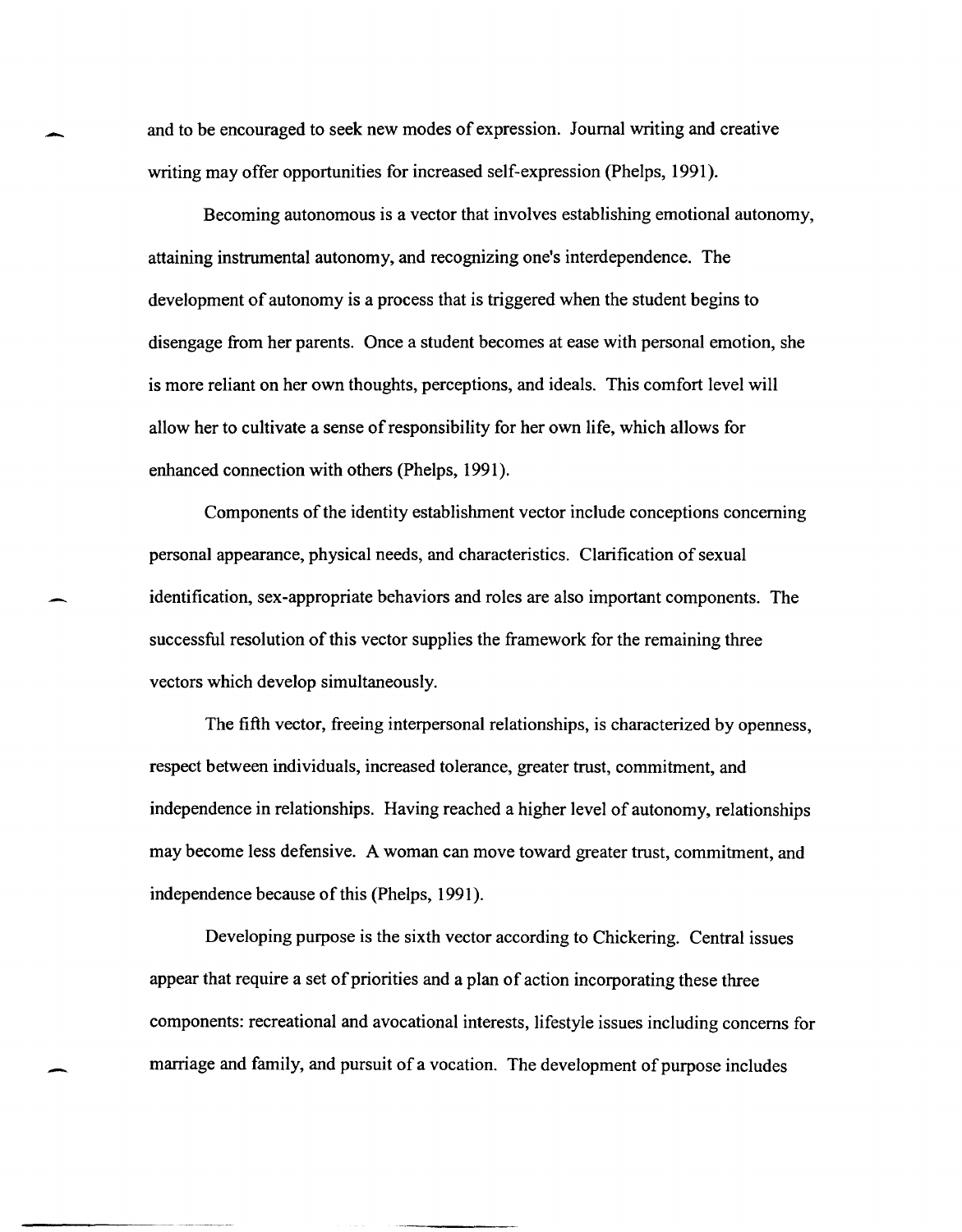and to be encouraged to seek new modes of expression. Journal writing and creative writing may offer opportunities for increased self-expression (Phelps, 1991).

Becoming autonomous is a vector that involves establishing emotional autonomy, attaining instrumental autonomy, and recognizing one's interdependence. The development of autonomy is a process that is triggered when the student begins to disengage from her parents. Once a student becomes at ease with personal emotion, she is more reliant on her own thoughts, perceptions, and ideals. This comfort level will allow her to cultivate a sense of responsibility for her own life, which allows for enhanced connection with others (Phelps, 1991).

Components of the identity establishment vector include conceptions concerning personal appearance, physical needs, and characteristics. Clarification of sexual identification, sex-appropriate behaviors and roles are also important components. The successful resolution of this vector supplies the framework for the remaining three vectors which develop simultaneously.

The fifth vector, freeing interpersonal relationships, is characterized by openness, respect between individuals, increased tolerance, greater trust, commitment, and independence in relationships. Having reached a higher level of autonomy, relationships may become less defensive. A woman can move toward greater trust, commitment, and independence because of this (Phelps, 1991).

Developing purpose is the sixth vector according to Chickering. Central issues appear that require a set of priorities and a plan of action incorporating these three components: recreational and avocational interests, lifestyle issues including concerns for marriage and family, and pursuit of a vocation. The development of purpose includes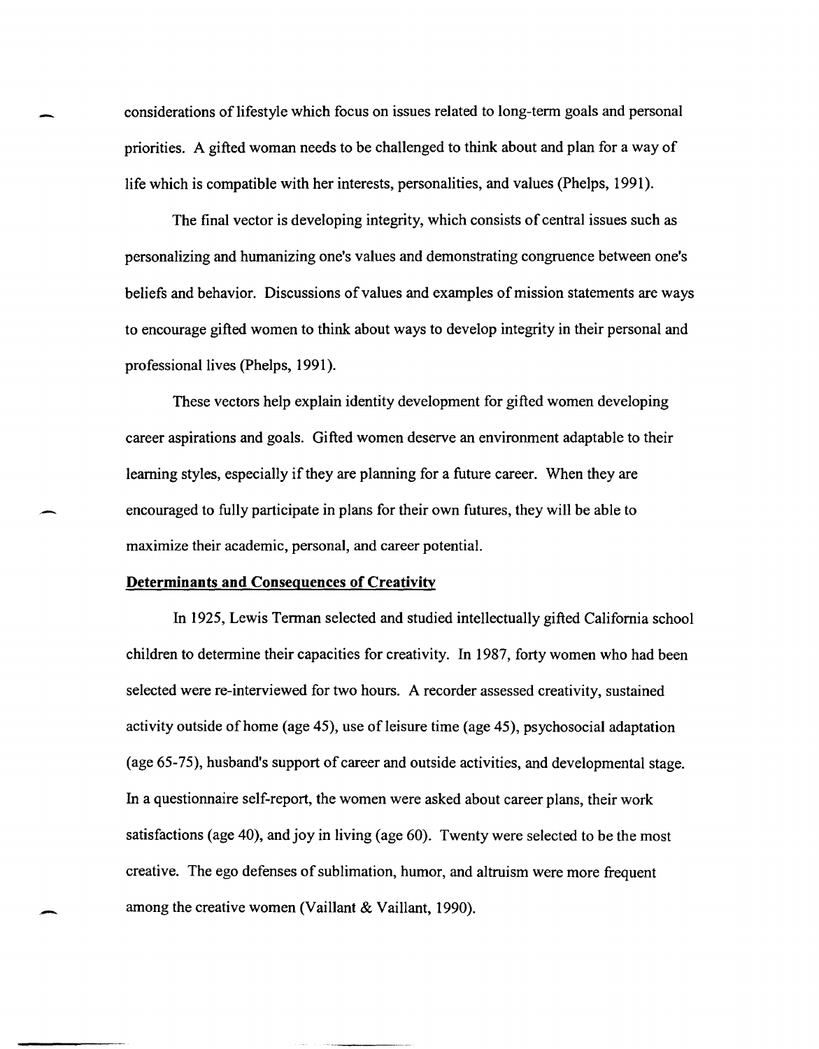considerations of lifestyle which focus on issues related to long-term goals and personal priorities. A gifted woman needs to be challenged to think about and plan for a way of life which is compatible with her interests, personalities, and values (Phelps, 1991).

The final vector is developing integrity, which consists of central issues such as personalizing and humanizing one's values and demonstrating congruence between one's beliefs and behavior. Discussions of values and examples of mission statements are ways to encourage gifted women to think about ways to develop integrity in their personal and professional lives (Phelps, 1991).

These vectors help explain identity development for gifted women developing career aspirations and goals. Gifted women deserve an environment adaptable to their learning styles, especially if they are planning for a future career. When they are encouraged to fully participate in plans for their own futures, they will be able to maximize their academic, personal, and career potential.

**Determinants and Consequences of Creativity**

In 1925, Lewis Terman selected and studied intellectually gifted California school children to determine their capacities for creativity. In 1987, forty women who had been selected were re-interviewed for two hours. A recorder assessed creativity, sustained activity outside of home (age 45), use of leisure time (age 45), psychosocial adaptation (age 65-75), husband's support of career and outside activities, and developmental stage. In a questionnaire self-report, the women were asked about career plans, their work satisfactions (age 40), and joy in living (age 60). Twenty were selected to be the most creative. The ego defenses of sublimation, humor, and altruism were more frequent among the creative women (Vaillant & Vaillant, 1990).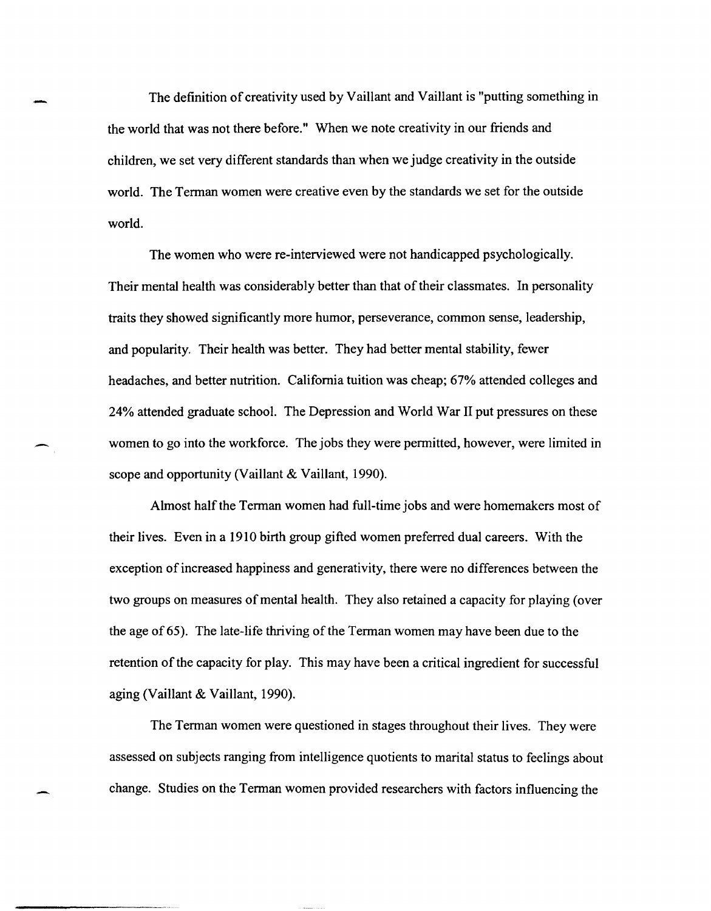The definition of creativity used by Vaillant and Vaillant is "putting something in the world that was not there before." When we note creativity in our friends and children, we set very different standards than when we judge creativity in the outside world. The Terman women were creative even by the standards we set for the outside world.

The women who were re-interviewed were not handicapped psychologically. Their mental health was considerably better than that of their classmates. In personality traits they showed significantly more humor, perseverance, common sense, leadership, and popularity. Their health was better. They had better mental stability, fewer headaches, and better nutrition. California tuition was cheap; 67% attended colleges and 24% attended graduate school. The Depression and World War II put pressures on these women to go into the workforce. The jobs they were permitted, however, were limited in scope and opportunity (Vaillant & Vaillant, 1990).

Almost half the Terman women had full-time jobs and were homemakers most of their lives. Even in a 1910 birth group gifted women preferred dual careers. With the exception of increased happiness and generativity, there were no differences between the two groups on measures of mental health. They also retained a capacity for playing (over the age of 65). The late-life thriving of the Terman women may have been due to the retention of the capacity for play. This may have been a critical ingredient for successful aging (Vaillant & Vaillant, 1990).

The Terman women were questioned in stages throughout their lives. They were assessed on subjects ranging from intelligence quotients to marital status to feelings about change. Studies on the Terman women provided researchers with factors influencing the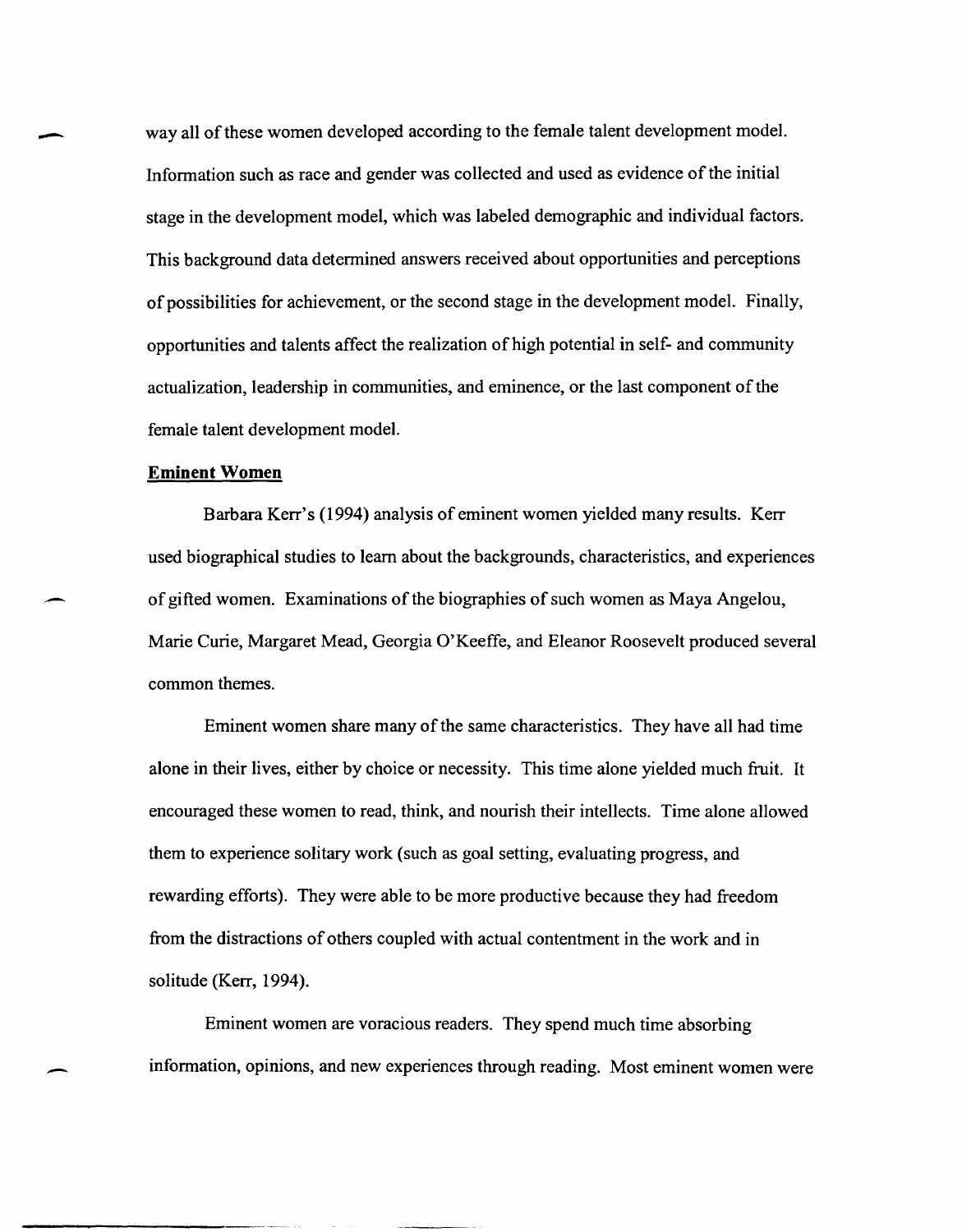way all of these women developed according to the female talent development model. Information such as race and gender was collected and used as evidence of the initial stage in the development model, which was labeled demographic and individual factors. This background data determined answers received about opportunities and perceptions of possibilities for achievement, or the second stage in the development model. Finally, opportunities and talents affect the realization of high potential in self- and community actualization, leadership in communities, and eminence, or the last component of the female talent development model.

**Eminent Women**

Barbara Kerr's (1994) analysis of eminent women yielded many results. Kerr used biographical studies to learn about the backgrounds, characteristics, and experiences of gifted women. Examinations of the biographies of such women as Maya Angelou, Marie Curie, Margaret Mead, Georgia O'Keeffe, and Eleanor Roosevelt produced several common themes.

Eminent women share many of the same characteristics. They have all had time alone in their lives, either by choice or necessity. This time alone yielded much fruit. It encouraged these women to read, think, and nourish their intellects. Time alone allowed them to experience solitary work (such as goal setting, evaluating progress, and rewarding efforts). They were able to be more productive because they had freedom from the distractions of others coupled with actual contentment in the work and in solitude (Kerr, 1994).

Eminent women are voracious readers. They spend much time absorbing information, opinions, and new experiences through reading. Most eminent women were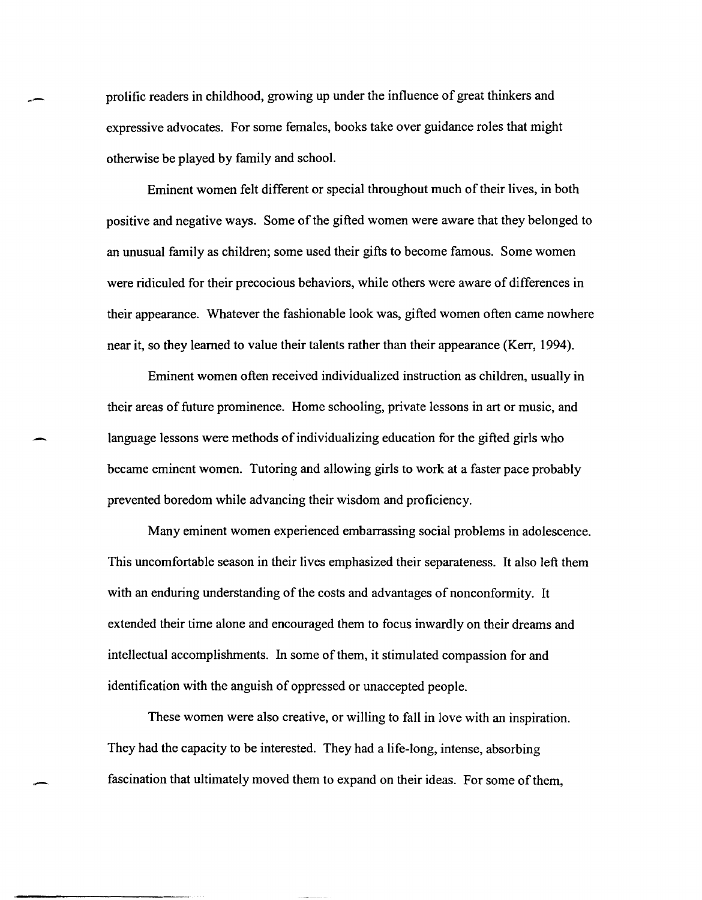prolific readers in childhood, growing up under the influence of great thinkers and expressive advocates. For some females, books take over guidance roles that might otherwise be played by family and school.

Eminent women felt different or special throughout much of their lives, in both positive and negative ways. Some of the gifted women were aware that they belonged to an unusual family as children; some used their gifts to become famous. Some women were ridiculed for their precocious behaviors, while others were aware of differences in their appearance. Whatever the fashionable look was, gifted women often came nowhere near it, so they learned to value their talents rather than their appearance (Kerr, 1994).

Eminent women often received individualized instruction as children, usually in their areas of future prominence. Home schooling, private lessons in art or music, and language lessons were methods of individualizing education for the gifted girls who became eminent women. Tutoring and allowing girls to work at a faster pace probably prevented boredom while advancing their wisdom and proficiency.

Many eminent women experienced embarrassing social problems in adolescence. This uncomfortable season in their lives emphasized their separateness. It also left them with an enduring understanding of the costs and advantages of nonconformity. It extended their time alone and encouraged them to focus inwardly on their dreams and intellectual accomplishments. In some of them, it stimulated compassion for and identification with the anguish of oppressed or unaccepted people.

These women were also creative, or willing to fall in love with an inspiration. They had the capacity to be interested. They had a life-long, intense, absorbing fascination that ultimately moved them to expand on their ideas. For some of them,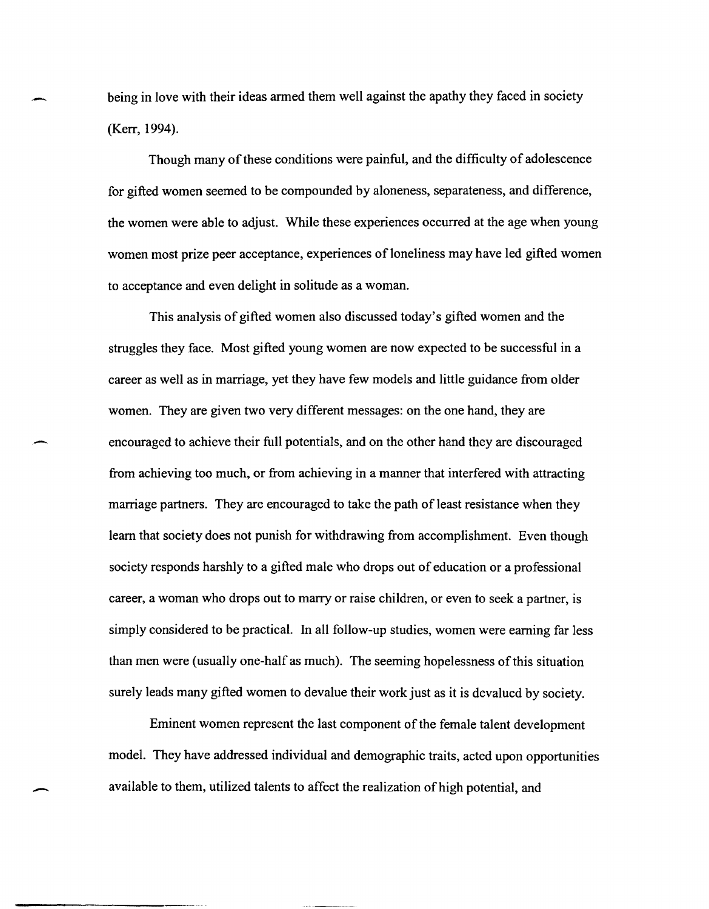being in love with their ideas armed them well against the apathy they faced in society (Kerr, 1994).

Though many of these conditions were painful, and the difficulty of adolescence for gifted women seemed to be compounded by aloneness, separateness, and difference, the women were able to adjust. While these experiences occurred at the age when young women most prize peer acceptance, experiences of loneliness may have led gifted women to acceptance and even delight in solitude as a woman.

This analysis of gifted women also discussed today's gifted women and the struggles they face. Most gifted young women are now expected to be successful in a career as well as in marriage, yet they have few models and little guidance from older women. They are given two very different messages: on the one hand, they are encouraged to achieve their full potentials, and on the other hand they are discouraged from achieving too much, or from achieving in a manner that interfered with attracting marriage partners. They are encouraged to take the path of least resistance when they learn that society does not punish for withdrawing from accomplishment. Even though society responds harshly to a gifted male who drops out of education or a professional career, a woman who drops out to marry or raise children, or even to seek a partner, is simply considered to be practical. In all follow-up studies, women were earning far less than men were (usually one-half as much). The seeming hopelessness of this situation surely leads many gifted women to devalue their work just as it is devalued by society.

Eminent women represent the last component of the female talent development model. They have addressed individual and demographic traits, acted upon opportunities available to them, utilized talents to affect the realization of high potential, and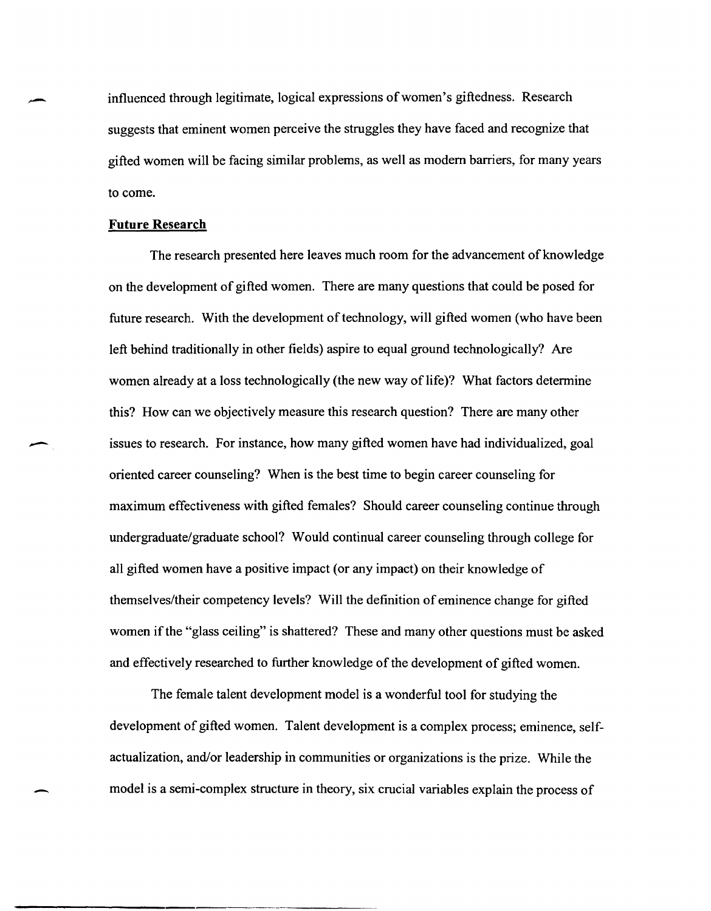influenced through legitimate, logical expressions of women's giftedness. Research suggests that eminent women perceive the struggles they have faced and recognize that gifted women will be facing similar problems, as well as modern barriers, for many years to come.

**Future Research**

The research presented here leaves much room for the advancement of knowledge on the development of gifted women. There are many questions that could be posed for future research. With the development of technology, will gifted women (who have been left behind traditionally in other fields) aspire to equal ground technologically? Are women already at a loss technologically (the new way of life)? What factors determine this? How can we objectively measure this research question? There are many other issues to research. For instance, how many gifted women have had individualized, goal oriented career counseling? When is the best time to begin career counseling for maximum effectiveness with gifted females? Should career counseling continue through undergraduate/graduate school? Would continual career counseling through college for all gifted women have a positive impact (or any impact) on their knowledge of themselves/their competency levels? Will the definition of eminence change for gifted women if the "glass ceiling" is shattered? These and many other questions must be asked and effectively researched to further knowledge of the development of gifted women.

The female talent development model is a wonderful tool for studying the development of gifted women. Talent development is a complex process; eminence, self-actualization, and/or leadership in communities or organizations is the prize. While the model is a semi-complex structure in theory, six crucial variables explain the process of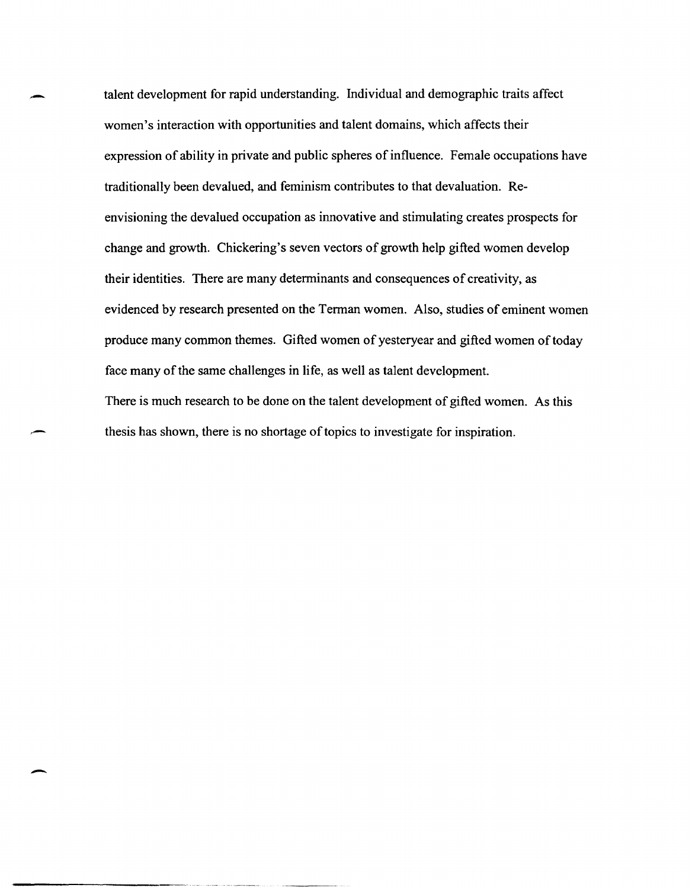talent development for rapid understanding. Individual and demographic traits affect women's interaction with opportunities and talent domains, which affects their expression of ability in private and public spheres of influence. Female occupations have traditionally been devalued, and feminism contributes to that devaluation. Re-envisioning the devalued occupation as innovative and stimulating creates prospects for change and growth. Chickering's seven vectors of growth help gifted women develop their identities. There are many determinants and consequences of creativity, as evidenced by research presented on the Terman women. Also, studies of eminent women produce many common themes. Gifted women of yesteryear and gifted women of today face many of the same challenges in life, as well as talent development.

There is much research to be done on the talent development of gifted women. As this thesis has shown, there is no shortage of topics to investigate for inspiration.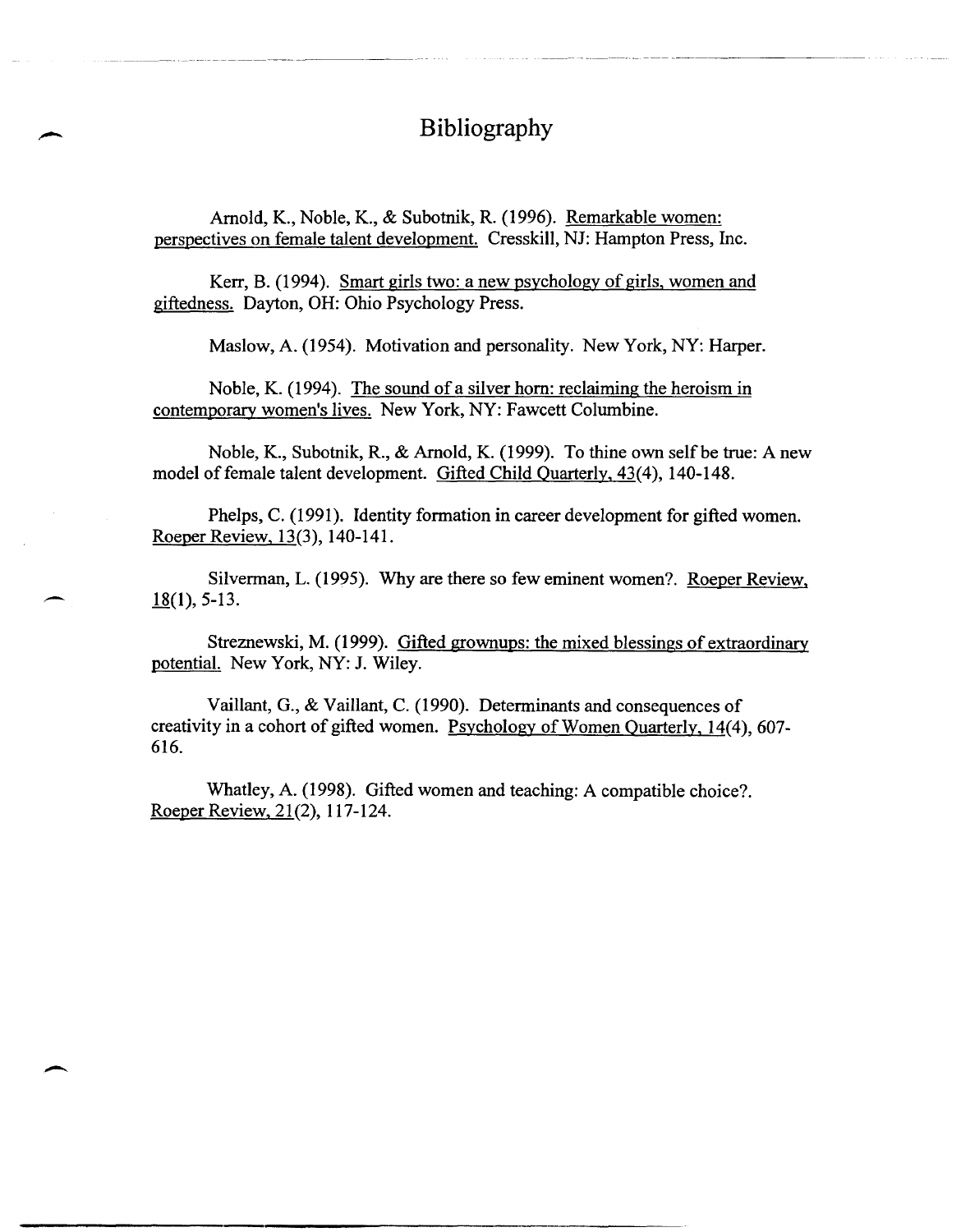# Bibliography

Arnold, K., Noble, K., & Subotnik, R. (1996). Remarkable women: perspectives on female talent development. Cresskill, NJ: Hampton Press, Inc.

Kerr, B. (1994). Smart girls two: a new psychology of girls, women and giftedness. Dayton, OH: Ohio Psychology Press.

Maslow, A. (1954). Motivation and personality. New York, NY: Harper.

Noble, K. (1994). The sound of a silver horn: reclaiming the heroism in contemporary women's lives. New York, NY: Fawcett Columbine.

Noble, K., Subotnik, R., & Arnold, K. (1999). To thine own self be true: A new model of female talent development. Gifted Child Quarterly, 43(4), 140-148.

Phelps, C. (1991). Identity formation in career development for gifted women. Roeper Review, 13(3), 140-141.

Silverman, L. (1995). Why are there so few eminent women?. Roeper Review, 18(1), 5-13.

Streznewski, M. (1999). Gifted grownups: the mixed blessings of extraordinary potential. New York, NY: J. Wiley.

Vaillant, G., & Vaillant, C. (1990). Determinants and consequences of creativity in a cohort of gifted women. Psychology of Women Quarterly, 14(4), 607-616.

Whatley, A. (1998). Gifted women and teaching: A compatible choice?. Roeper Review, 21(2), 117-124.